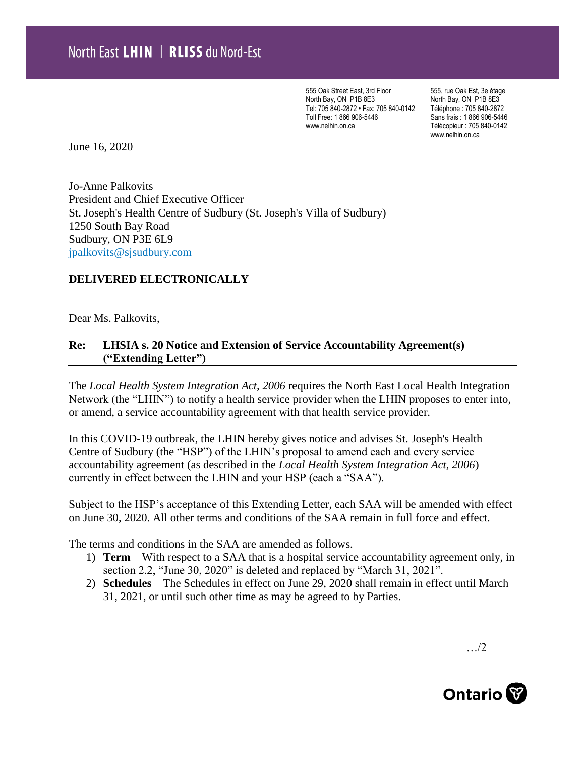North East **LHIN** | **RLISS** du Nord-Est

555 Oak Street East, 3rd Floor
North Bay, ON P1B 8E3
Tel: 705 840-2872 • Fax: 705 840-0142
Toll Free: 1 866 906-5446
www.nelhin.on.ca

555, rue Oak Est, 3e étage
North Bay, ON P1B 8E3
Téléphone : 705 840-2872
Sans frais : 1 866 906-5446
Télécopieur : 705 840-0142
www.nelhin.on.ca

June 16, 2020

Jo-Anne Palkovits
President and Chief Executive Officer
St. Joseph's Health Centre of Sudbury (St. Joseph's Villa of Sudbury)
1250 South Bay Road
Sudbury, ON P3E 6L9
jpalkovits@sjsudbury.com

**DELIVERED ELECTRONICALLY**

Dear Ms. Palkovits,

**Re: LHSIA s. 20 Notice and Extension of Service Accountability Agreement(s) ("Extending Letter")**

The *Local Health System Integration Act, 2006* requires the North East Local Health Integration Network (the "LHIN") to notify a health service provider when the LHIN proposes to enter into, or amend, a service accountability agreement with that health service provider.

In this COVID-19 outbreak, the LHIN hereby gives notice and advises St. Joseph's Health Centre of Sudbury (the "HSP") of the LHIN's proposal to amend each and every service accountability agreement (as described in the *Local Health System Integration Act, 2006*) currently in effect between the LHIN and your HSP (each a "SAA").

Subject to the HSP's acceptance of this Extending Letter, each SAA will be amended with effect on June 30, 2020. All other terms and conditions of the SAA remain in full force and effect.

The terms and conditions in the SAA are amended as follows.

1) **Term** – With respect to a SAA that is a hospital service accountability agreement only, in section 2.2, "June 30, 2020" is deleted and replaced by "March 31, 2021".
2) **Schedules** – The Schedules in effect on June 29, 2020 shall remain in effect until March 31, 2021, or until such other time as may be agreed to by Parties.

…/2

Ontario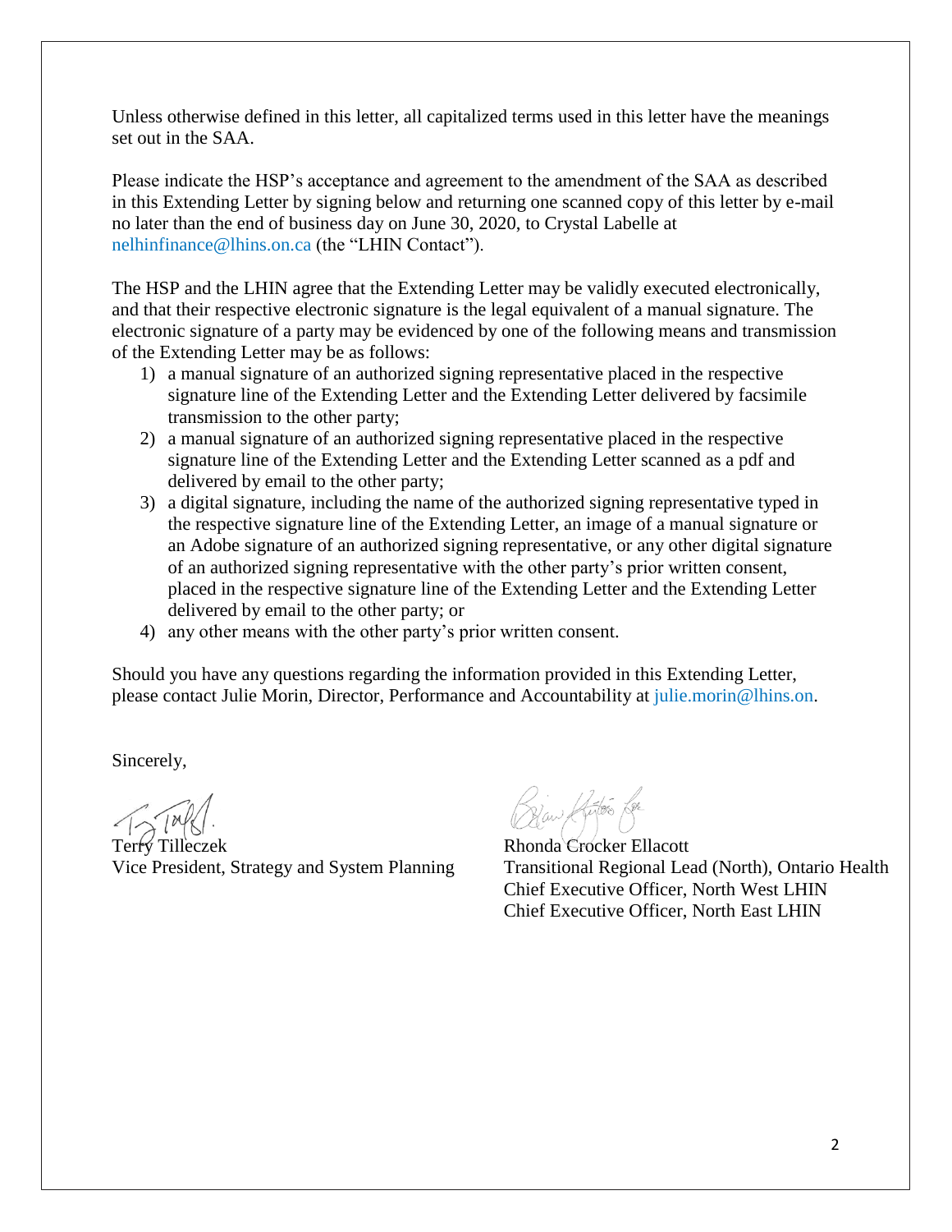Unless otherwise defined in this letter, all capitalized terms used in this letter have the meanings set out in the SAA.

Please indicate the HSP's acceptance and agreement to the amendment of the SAA as described in this Extending Letter by signing below and returning one scanned copy of this letter by e-mail no later than the end of business day on June 30, 2020, to Crystal Labelle at nelhinfinance@lhins.on.ca (the "LHIN Contact").

The HSP and the LHIN agree that the Extending Letter may be validly executed electronically, and that their respective electronic signature is the legal equivalent of a manual signature. The electronic signature of a party may be evidenced by one of the following means and transmission of the Extending Letter may be as follows:

1) a manual signature of an authorized signing representative placed in the respective signature line of the Extending Letter and the Extending Letter delivered by facsimile transmission to the other party;
2) a manual signature of an authorized signing representative placed in the respective signature line of the Extending Letter and the Extending Letter scanned as a pdf and delivered by email to the other party;
3) a digital signature, including the name of the authorized signing representative typed in the respective signature line of the Extending Letter, an image of a manual signature or an Adobe signature of an authorized signing representative, or any other digital signature of an authorized signing representative with the other party's prior written consent, placed in the respective signature line of the Extending Letter and the Extending Letter delivered by email to the other party; or
4) any other means with the other party's prior written consent.

Should you have any questions regarding the information provided in this Extending Letter, please contact Julie Morin, Director, Performance and Accountability at julie.morin@lhins.on.

Sincerely,

Terry Tilleczek
Vice President, Strategy and System Planning

Rhonda Crocker Ellacott
Transitional Regional Lead (North), Ontario Health
Chief Executive Officer, North West LHIN
Chief Executive Officer, North East LHIN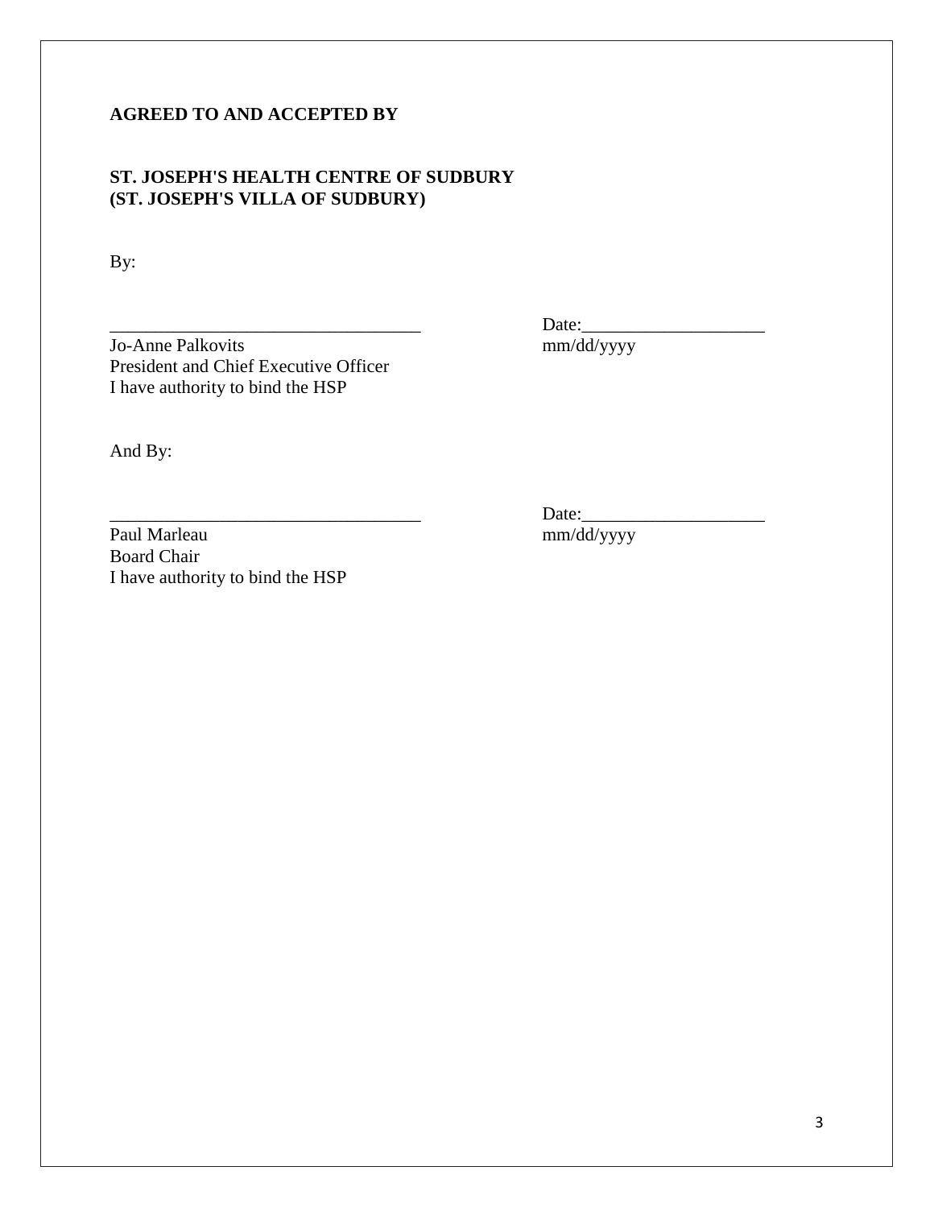**AGREED TO AND ACCEPTED BY**

**ST. JOSEPH'S HEALTH CENTRE OF SUDBURY**
**(ST. JOSEPH'S VILLA OF SUDBURY)**

By:

\_\_\_\_\_\_\_\_\_\_\_\_\_\_\_\_\_\_\_\_\_\_\_\_\_\_\_\_\_\_\_\_\_\_\_ Date:\_\_\_\_\_\_\_\_\_\_\_\_\_\_\_\_\_\_\_\_

Jo-Anne Palkovits mm/dd/yyyy
President and Chief Executive Officer
I have authority to bind the HSP

And By:

\_\_\_\_\_\_\_\_\_\_\_\_\_\_\_\_\_\_\_\_\_\_\_\_\_\_\_\_\_\_\_\_\_\_\_ Date:\_\_\_\_\_\_\_\_\_\_\_\_\_\_\_\_\_\_\_\_

Paul Marleau mm/dd/yyyy
Board Chair
I have authority to bind the HSP